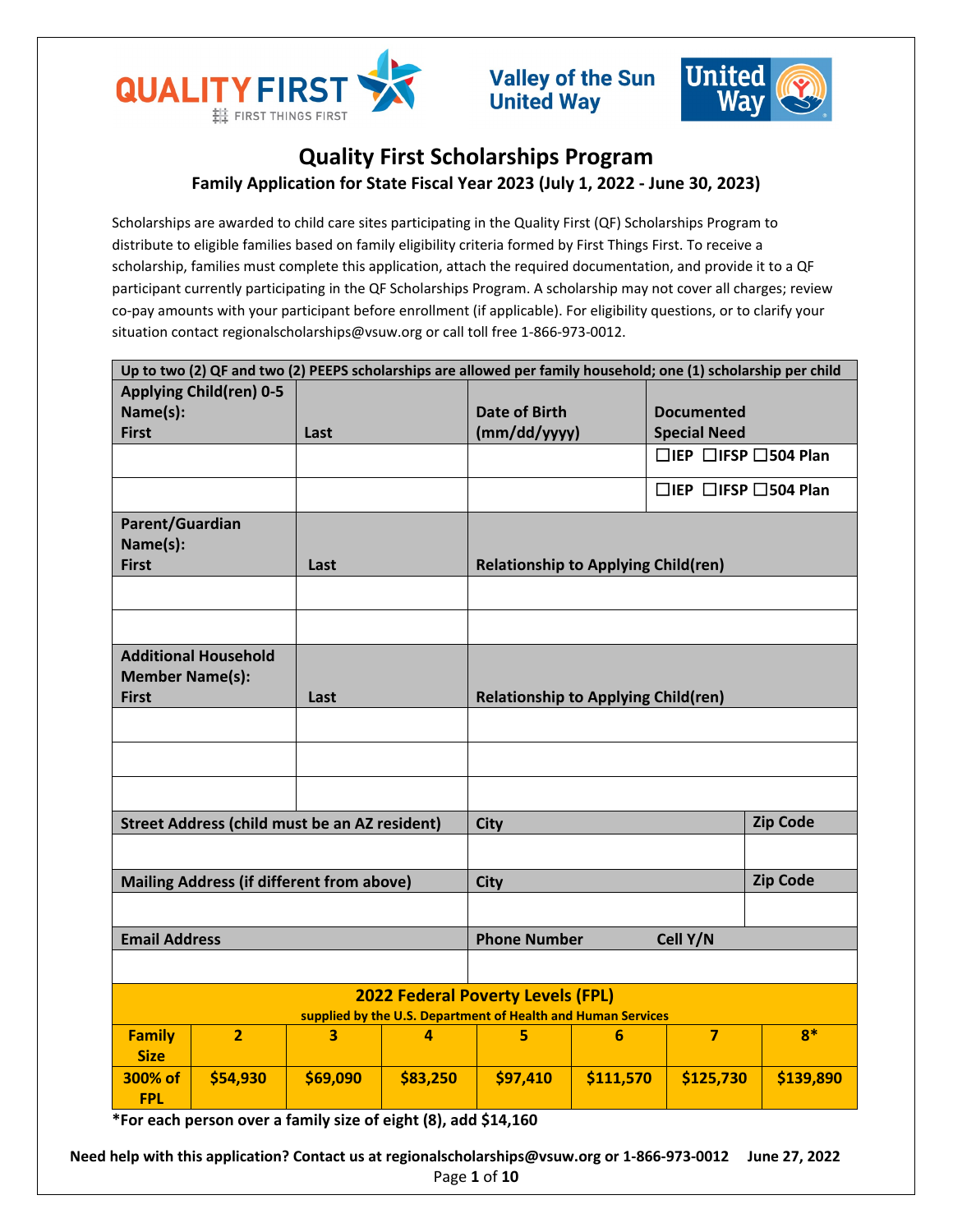# Quality First Scholarships Program

## Family Application for State Fiscal Year 2023 (July 1, 2022 - June 30, 2023)

Scholarships are awarded to child care sites participating in the Quality First (QF) Scholarships Program to distribute to eligible families based on family eligibility criteria formed by First Things First. To receive a scholarship, families must complete this application, attach the required documentation, and provide it to a QF participant currently participating in the QF Scholarships Program. A scholarship may not cover all charges; review co-pay amounts with your participant before enrollment (if applicable). For eligibility questions, or to clarify your situation contact regionalscholarships@vsuw.org or call toll free 1-866-973-0012.

**Up to two (2) QF and two (2) PEEPS scholarships are allowed per family household; one (1) scholarship per child**

| Applying Child(ren) 0-5 Name(s): First | Last | Date of Birth (mm/dd/yyyy) | Documented Special Need |
|---|---|---|---|
| | | | ☐IEP ☐IFSP ☐504 Plan |
| | | | ☐IEP ☐IFSP ☐504 Plan |

| Parent/Guardian Name(s): First | Last | Relationship to Applying Child(ren) |
|---|---|---|
| | | |
| | | |

| Additional Household Member Name(s): First | Last | Relationship to Applying Child(ren) |
|---|---|---|
| | | |
| | | |
| | | |

| Street Address (child must be an AZ resident) | City | Zip Code |
|---|---|---|
| | | |

| Mailing Address (if different from above) | City | Zip Code |
|---|---|---|
| | | |

| Email Address | Phone Number | Cell Y/N |
|---|---|---|
| | | |

**2022 Federal Poverty Levels (FPL)**
supplied by the U.S. Department of Health and Human Services

| Family Size | 2 | 3 | 4 | 5 | 6 | 7 | 8* |
|---|---|---|---|---|---|---|---|
| 300% of FPL | $54,930 | $69,090 | $83,250 | $97,410 | $111,570 | $125,730 | $139,890 |

**\*For each person over a family size of eight (8), add $14,160**

**Need help with this application? Contact us at regionalscholarships@vsuw.org or 1-866-973-0012** **June 27, 2022**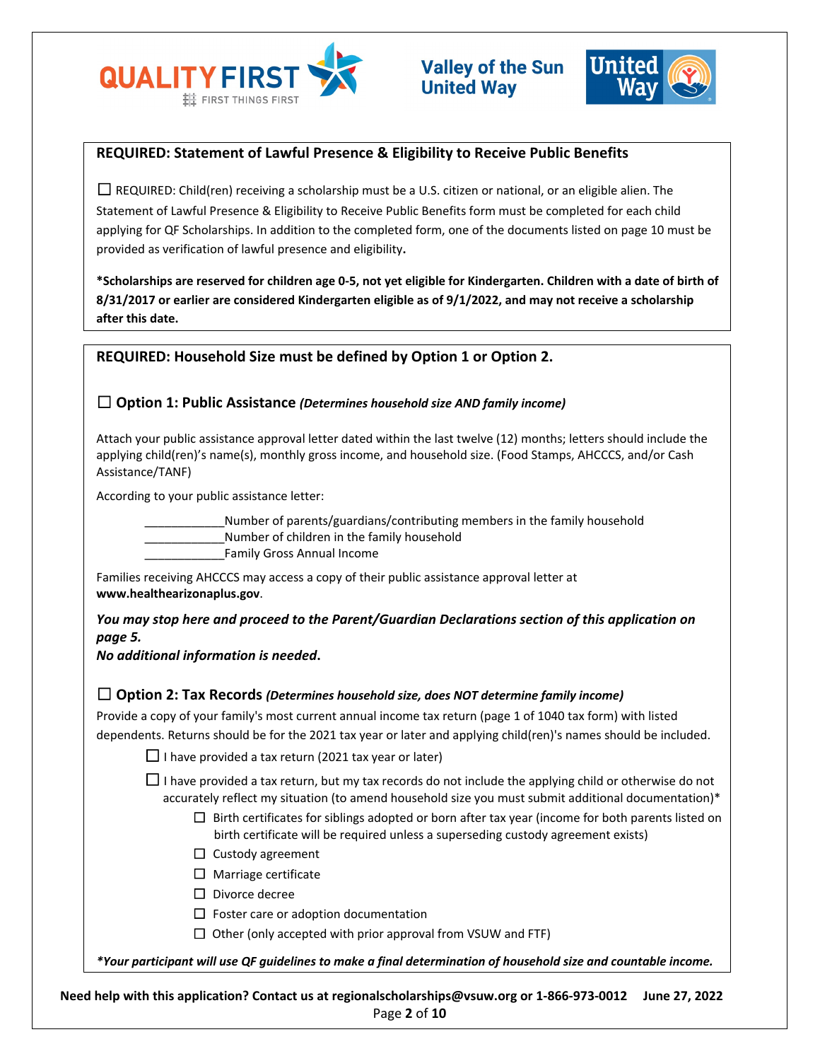## REQUIRED: Statement of Lawful Presence & Eligibility to Receive Public Benefits

☐ REQUIRED: Child(ren) receiving a scholarship must be a U.S. citizen or national, or an eligible alien. The Statement of Lawful Presence & Eligibility to Receive Public Benefits form must be completed for each child applying for QF Scholarships. In addition to the completed form, one of the documents listed on page 10 must be provided as verification of lawful presence and eligibility**.**

**\*Scholarships are reserved for children age 0-5, not yet eligible for Kindergarten. Children with a date of birth of 8/31/2017 or earlier are considered Kindergarten eligible as of 9/1/2022, and may not receive a scholarship after this date.**

## REQUIRED: Household Size must be defined by Option 1 or Option 2.

### ☐ Option 1: Public Assistance *(Determines household size AND family income)*

Attach your public assistance approval letter dated within the last twelve (12) months; letters should include the applying child(ren)'s name(s), monthly gross income, and household size. (Food Stamps, AHCCCS, and/or Cash Assistance/TANF)

According to your public assistance letter:

____________Number of parents/guardians/contributing members in the family household
____________Number of children in the family household
____________Family Gross Annual Income

Families receiving AHCCCS may access a copy of their public assistance approval letter at **www.healthearizonaplus.gov**.

***You may stop here and proceed to the Parent/Guardian Declarations section of this application on page 5.***
***No additional information is needed.***

### ☐ Option 2: Tax Records *(Determines household size, does NOT determine family income)*

Provide a copy of your family's most current annual income tax return (page 1 of 1040 tax form) with listed dependents. Returns should be for the 2021 tax year or later and applying child(ren)'s names should be included.

- ☐ I have provided a tax return (2021 tax year or later)
- ☐ I have provided a tax return, but my tax records do not include the applying child or otherwise do not accurately reflect my situation (to amend household size you must submit additional documentation)*
  - ☐ Birth certificates for siblings adopted or born after tax year (income for both parents listed on birth certificate will be required unless a superseding custody agreement exists)
  - ☐ Custody agreement
  - ☐ Marriage certificate
  - ☐ Divorce decree
  - ☐ Foster care or adoption documentation
  - ☐ Other (only accepted with prior approval from VSUW and FTF)

*\*Your participant will use QF guidelines to make a final determination of household size and countable income.*

**Need help with this application? Contact us at regionalscholarships@vsuw.org or 1-866-973-0012 June 27, 2022**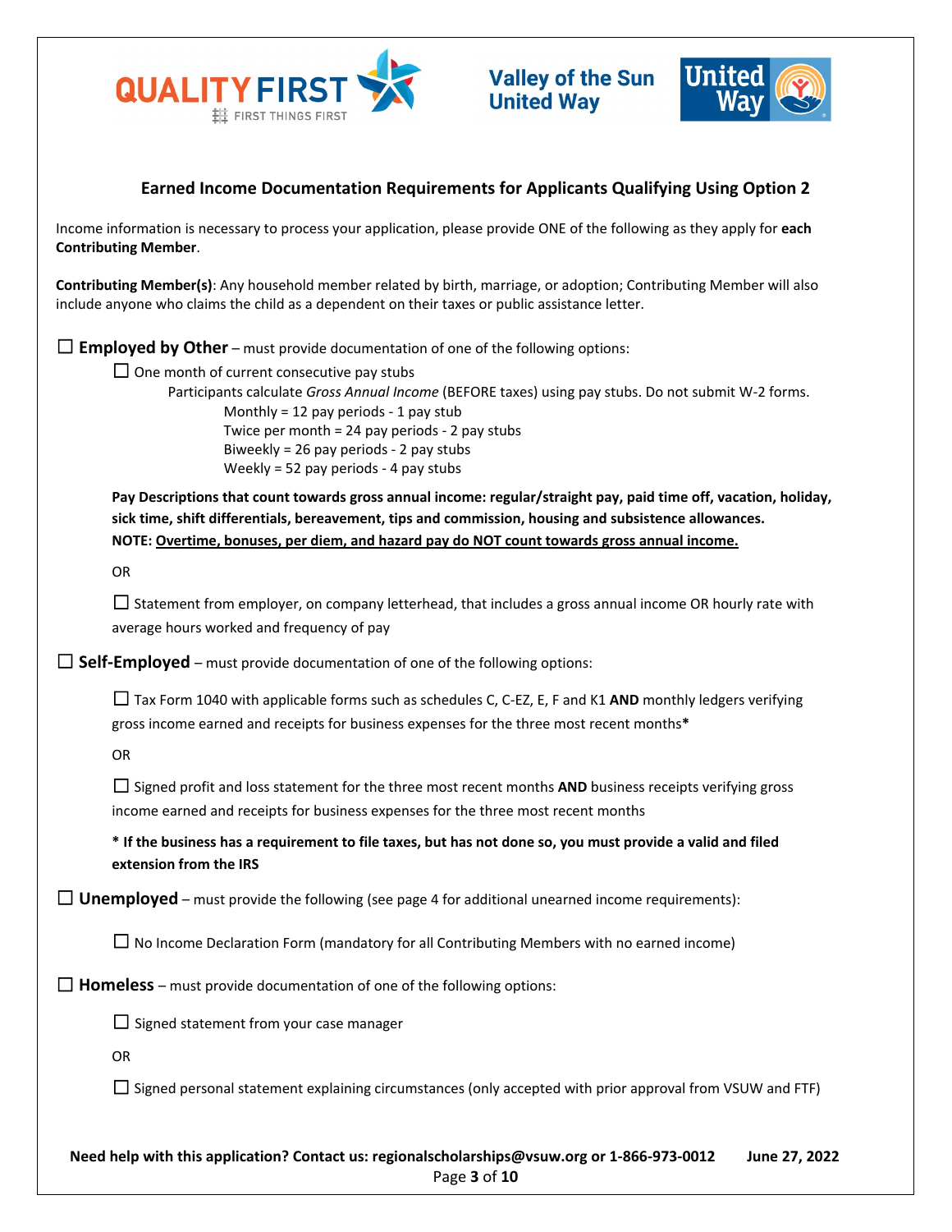## Earned Income Documentation Requirements for Applicants Qualifying Using Option 2

Income information is necessary to process your application, please provide ONE of the following as they apply for **each Contributing Member**.

**Contributing Member(s)**: Any household member related by birth, marriage, or adoption; Contributing Member will also include anyone who claims the child as a dependent on their taxes or public assistance letter.

☐ **Employed by Other** – must provide documentation of one of the following options:

- ☐ One month of current consecutive pay stubs
  - Participants calculate *Gross Annual Income* (BEFORE taxes) using pay stubs. Do not submit W-2 forms.
    - Monthly = 12 pay periods - 1 pay stub
    - Twice per month = 24 pay periods - 2 pay stubs
    - Biweekly = 26 pay periods - 2 pay stubs
    - Weekly = 52 pay periods - 4 pay stubs

**Pay Descriptions that count towards gross annual income: regular/straight pay, paid time off, vacation, holiday, sick time, shift differentials, bereavement, tips and commission, housing and subsistence allowances.**
**NOTE: <u>Overtime, bonuses, per diem, and hazard pay do NOT count towards gross annual income.</u>**

OR

- ☐ Statement from employer, on company letterhead, that includes a gross annual income OR hourly rate with average hours worked and frequency of pay

☐ **Self-Employed** – must provide documentation of one of the following options:

- ☐ Tax Form 1040 with applicable forms such as schedules C, C-EZ, E, F and K1 **AND** monthly ledgers verifying gross income earned and receipts for business expenses for the three most recent months*

OR

- ☐ Signed profit and loss statement for the three most recent months **AND** business receipts verifying gross income earned and receipts for business expenses for the three most recent months

**\* If the business has a requirement to file taxes, but has not done so, you must provide a valid and filed extension from the IRS**

☐ **Unemployed** – must provide the following (see page 4 for additional unearned income requirements):

- ☐ No Income Declaration Form (mandatory for all Contributing Members with no earned income)

☐ **Homeless** – must provide documentation of one of the following options:

- ☐ Signed statement from your case manager

OR

- ☐ Signed personal statement explaining circumstances (only accepted with prior approval from VSUW and FTF)

**Need help with this application? Contact us: regionalscholarships@vsuw.org or 1-866-973-0012** **June 27, 2022**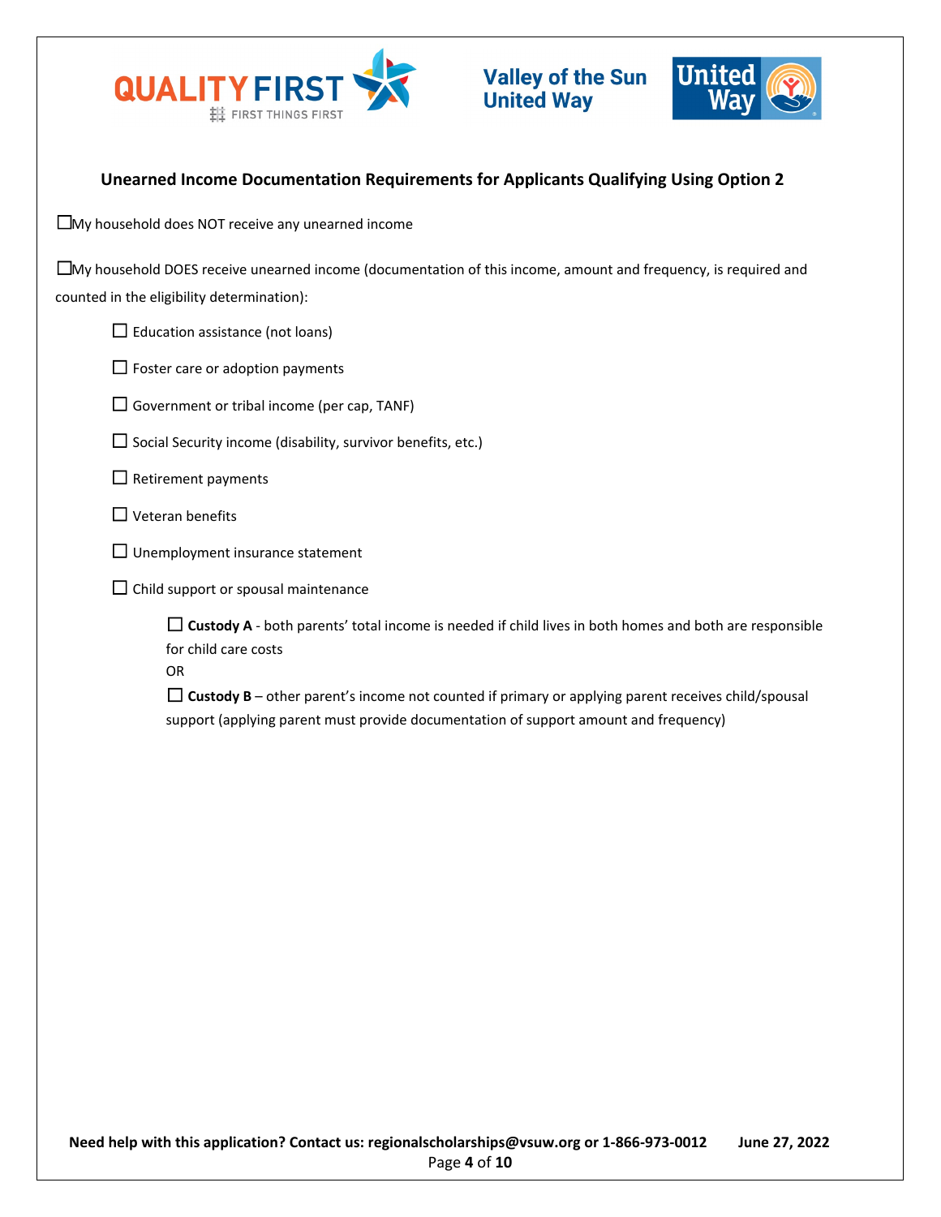## Unearned Income Documentation Requirements for Applicants Qualifying Using Option 2

☐ My household does NOT receive any unearned income

☐ My household DOES receive unearned income (documentation of this income, amount and frequency, is required and counted in the eligibility determination):

- ☐ Education assistance (not loans)
- ☐ Foster care or adoption payments
- ☐ Government or tribal income (per cap, TANF)
- ☐ Social Security income (disability, survivor benefits, etc.)
- ☐ Retirement payments
- ☐ Veteran benefits
- ☐ Unemployment insurance statement
- ☐ Child support or spousal maintenance
  - ☐ **Custody A** - both parents' total income is needed if child lives in both homes and both are responsible for child care costs

    OR
  - ☐ **Custody B** – other parent's income not counted if primary or applying parent receives child/spousal support (applying parent must provide documentation of support amount and frequency)

**Need help with this application? Contact us: regionalscholarships@vsuw.org or 1-866-973-0012** **June 27, 2022**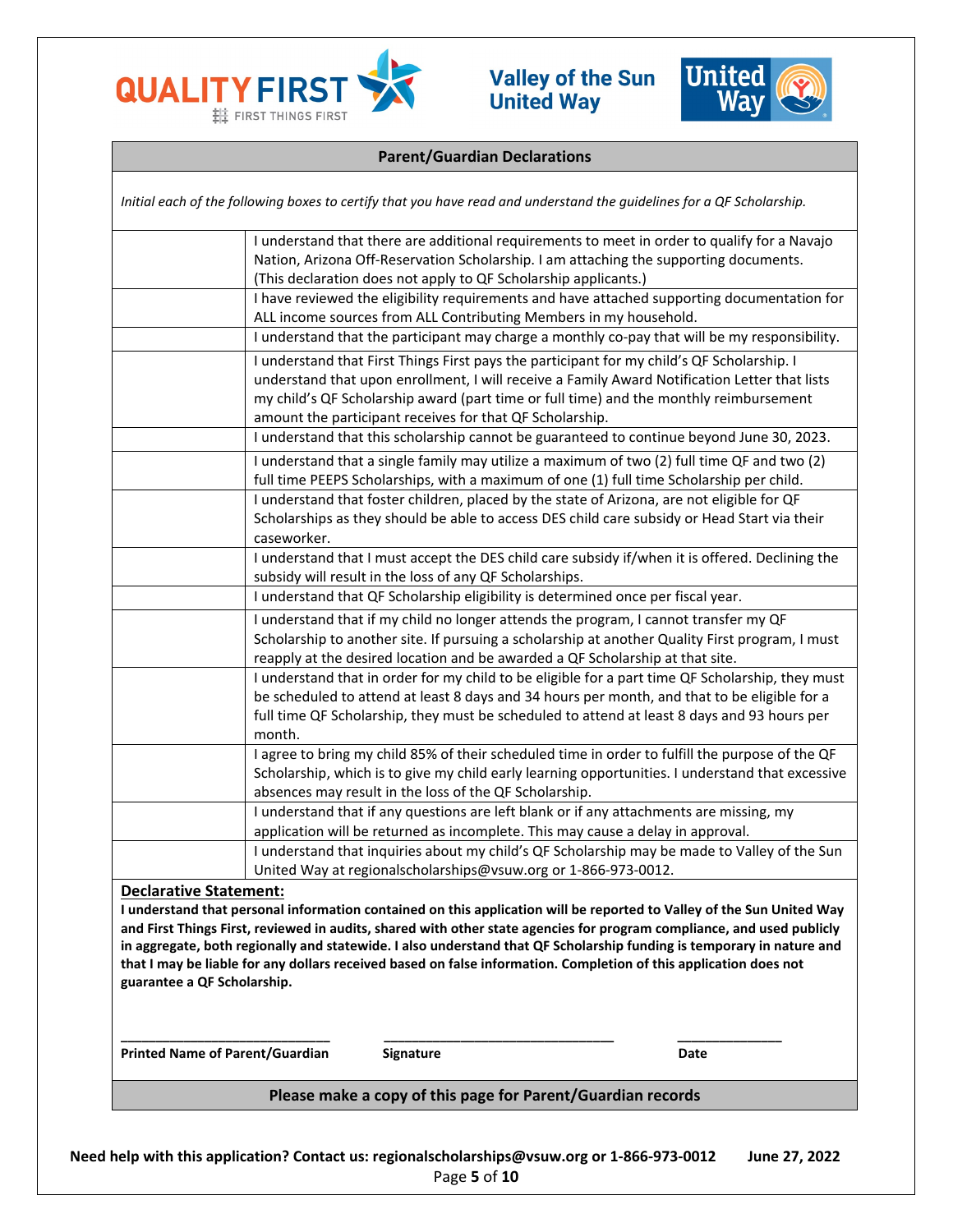## Parent/Guardian Declarations

*Initial each of the following boxes to certify that you have read and understand the guidelines for a QF Scholarship.*

| Initials | Declaration |
|---|---|
| | I understand that there are additional requirements to meet in order to qualify for a Navajo Nation, Arizona Off-Reservation Scholarship. I am attaching the supporting documents. (This declaration does not apply to QF Scholarship applicants.) |
| | I have reviewed the eligibility requirements and have attached supporting documentation for ALL income sources from ALL Contributing Members in my household. |
| | I understand that the participant may charge a monthly co-pay that will be my responsibility. |
| | I understand that First Things First pays the participant for my child's QF Scholarship. I understand that upon enrollment, I will receive a Family Award Notification Letter that lists my child's QF Scholarship award (part time or full time) and the monthly reimbursement amount the participant receives for that QF Scholarship. |
| | I understand that this scholarship cannot be guaranteed to continue beyond June 30, 2023. |
| | I understand that a single family may utilize a maximum of two (2) full time QF and two (2) full time PEEPS Scholarships, with a maximum of one (1) full time Scholarship per child. |
| | I understand that foster children, placed by the state of Arizona, are not eligible for QF Scholarships as they should be able to access DES child care subsidy or Head Start via their caseworker. |
| | I understand that I must accept the DES child care subsidy if/when it is offered. Declining the subsidy will result in the loss of any QF Scholarships. |
| | I understand that QF Scholarship eligibility is determined once per fiscal year. |
| | I understand that if my child no longer attends the program, I cannot transfer my QF Scholarship to another site. If pursuing a scholarship at another Quality First program, I must reapply at the desired location and be awarded a QF Scholarship at that site. |
| | I understand that in order for my child to be eligible for a part time QF Scholarship, they must be scheduled to attend at least 8 days and 34 hours per month, and that to be eligible for a full time QF Scholarship, they must be scheduled to attend at least 8 days and 93 hours per month. |
| | I agree to bring my child 85% of their scheduled time in order to fulfill the purpose of the QF Scholarship, which is to give my child early learning opportunities. I understand that excessive absences may result in the loss of the QF Scholarship. |
| | I understand that if any questions are left blank or if any attachments are missing, my application will be returned as incomplete. This may cause a delay in approval. |
| | I understand that inquiries about my child's QF Scholarship may be made to Valley of the Sun United Way at regionalscholarships@vsuw.org or 1-866-973-0012. |

**Declarative Statement:**

**I understand that personal information contained on this application will be reported to Valley of the Sun United Way and First Things First, reviewed in audits, shared with other state agencies for program compliance, and used publicly in aggregate, both regionally and statewide. I also understand that QF Scholarship funding is temporary in nature and that I may be liable for any dollars received based on false information. Completion of this application does not guarantee a QF Scholarship.**

____________________________ ____________________________ ______________

**Printed Name of Parent/Guardian** **Signature** **Date**

**Please make a copy of this page for Parent/Guardian records**

**Need help with this application? Contact us: regionalscholarships@vsuw.org or 1-866-973-0012** **June 27, 2022**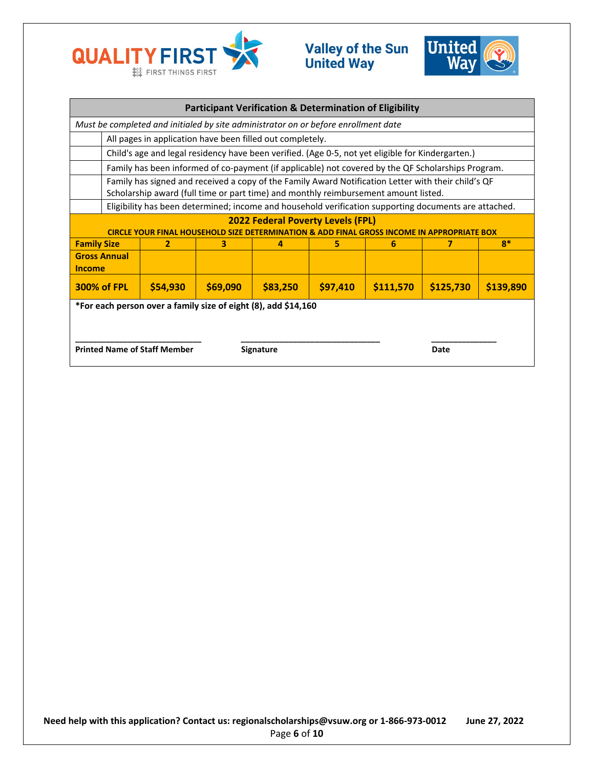## Participant Verification & Determination of Eligibility

*Must be completed and initialed by site administrator on or before enrollment date*

| | |
|---|---|
| | All pages in application have been filled out completely. |
| | Child's age and legal residency have been verified. (Age 0-5, not yet eligible for Kindergarten.) |
| | Family has been informed of co-payment (if applicable) not covered by the QF Scholarships Program. |
| | Family has signed and received a copy of the Family Award Notification Letter with their child's QF Scholarship award (full time or part time) and monthly reimbursement amount listed. |
| | Eligibility has been determined; income and household verification supporting documents are attached. |

**2022 Federal Poverty Levels (FPL)**

**CIRCLE YOUR FINAL HOUSEHOLD SIZE DETERMINATION & ADD FINAL GROSS INCOME IN APPROPRIATE BOX**

| **Family Size** | **2** | **3** | **4** | **5** | **6** | **7** | **8*** |
|---|---|---|---|---|---|---|---|
| **Gross Annual Income** | | | | | | | |
| **300% of FPL** | **$54,930** | **$69,090** | **$83,250** | **$97,410** | **$111,570** | **$125,730** | **$139,890** |

**\*For each person over a family size of eight (8), add $14,160**

___________________________ ______________________________ ______________

**Printed Name of Staff Member** **Signature** **Date**

**Need help with this application? Contact us: regionalscholarships@vsuw.org or 1-866-973-0012 June 27, 2022**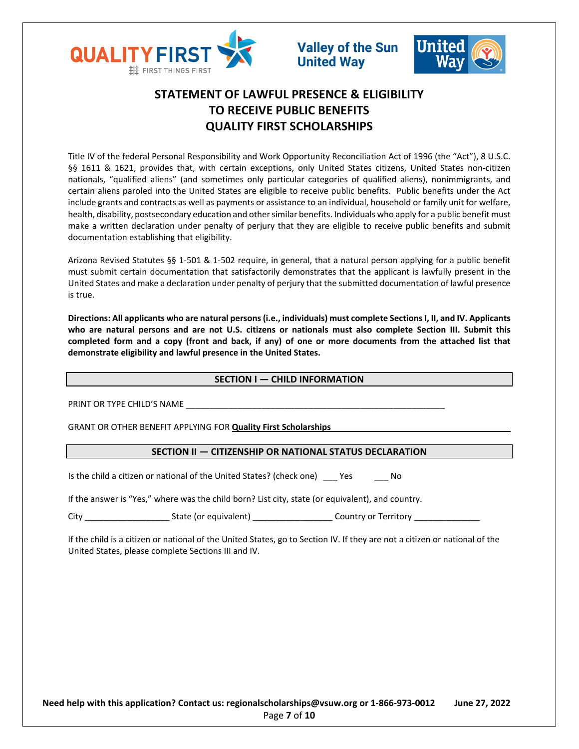# STATEMENT OF LAWFUL PRESENCE & ELIGIBILITY TO RECEIVE PUBLIC BENEFITS QUALITY FIRST SCHOLARSHIPS

Title IV of the federal Personal Responsibility and Work Opportunity Reconciliation Act of 1996 (the "Act"), 8 U.S.C. §§ 1611 & 1621, provides that, with certain exceptions, only United States citizens, United States non-citizen nationals, "qualified aliens" (and sometimes only particular categories of qualified aliens), nonimmigrants, and certain aliens paroled into the United States are eligible to receive public benefits. Public benefits under the Act include grants and contracts as well as payments or assistance to an individual, household or family unit for welfare, health, disability, postsecondary education and other similar benefits. Individuals who apply for a public benefit must make a written declaration under penalty of perjury that they are eligible to receive public benefits and submit documentation establishing that eligibility.

Arizona Revised Statutes §§ 1-501 & 1-502 require, in general, that a natural person applying for a public benefit must submit certain documentation that satisfactorily demonstrates that the applicant is lawfully present in the United States and make a declaration under penalty of perjury that the submitted documentation of lawful presence is true.

**Directions: All applicants who are natural persons (i.e., individuals) must complete Sections I, II, and IV. Applicants who are natural persons and are not U.S. citizens or nationals must also complete Section III. Submit this completed form and a copy (front and back, if any) of one or more documents from the attached list that demonstrate eligibility and lawful presence in the United States.**

## SECTION I — CHILD INFORMATION

PRINT OR TYPE CHILD'S NAME ____________________________________________________

GRANT OR OTHER BENEFIT APPLYING FOR **Quality First Scholarships** ____________________

## SECTION II — CITIZENSHIP OR NATIONAL STATUS DECLARATION

Is the child a citizen or national of the United States? (check one) ___ Yes ___ No

If the answer is "Yes," where was the child born? List city, state (or equivalent), and country.

City __________________ State (or equivalent) ________________ Country or Territory ______________

If the child is a citizen or national of the United States, go to Section IV. If they are not a citizen or national of the United States, please complete Sections III and IV.

**Need help with this application? Contact us: regionalscholarships@vsuw.org or 1-866-973-0012 June 27, 2022**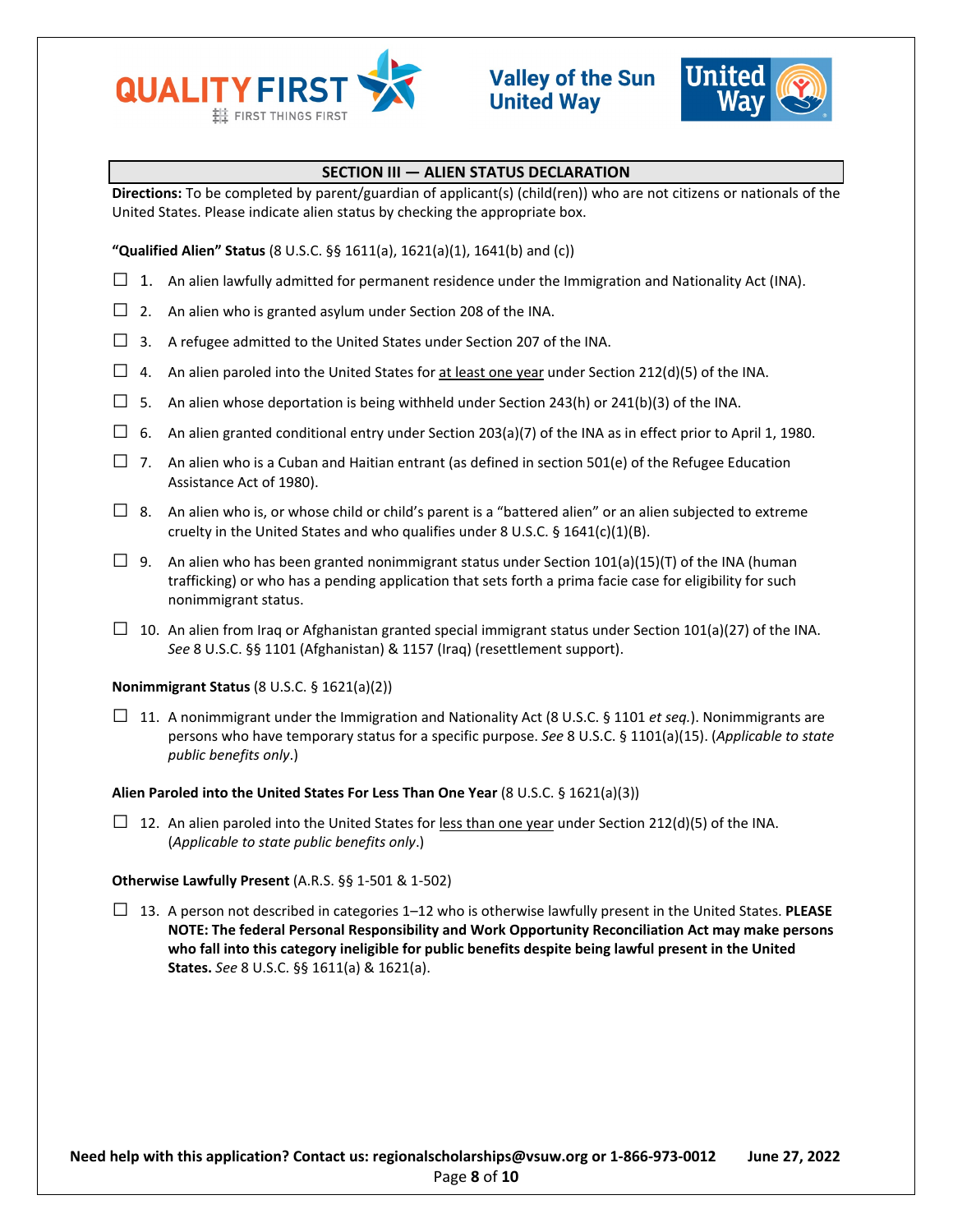## SECTION III — ALIEN STATUS DECLARATION

**Directions:** To be completed by parent/guardian of applicant(s) (child(ren)) who are not citizens or nationals of the United States. Please indicate alien status by checking the appropriate box.

**"Qualified Alien" Status** (8 U.S.C. §§ 1611(a), 1621(a)(1), 1641(b) and (c))

- ☐ 1. An alien lawfully admitted for permanent residence under the Immigration and Nationality Act (INA).
- ☐ 2. An alien who is granted asylum under Section 208 of the INA.
- ☐ 3. A refugee admitted to the United States under Section 207 of the INA.
- ☐ 4. An alien paroled into the United States for <u>at least one year</u> under Section 212(d)(5) of the INA.
- ☐ 5. An alien whose deportation is being withheld under Section 243(h) or 241(b)(3) of the INA.
- ☐ 6. An alien granted conditional entry under Section 203(a)(7) of the INA as in effect prior to April 1, 1980.
- ☐ 7. An alien who is a Cuban and Haitian entrant (as defined in section 501(e) of the Refugee Education Assistance Act of 1980).
- ☐ 8. An alien who is, or whose child or child's parent is a "battered alien" or an alien subjected to extreme cruelty in the United States and who qualifies under 8 U.S.C. § 1641(c)(1)(B).
- ☐ 9. An alien who has been granted nonimmigrant status under Section 101(a)(15)(T) of the INA (human trafficking) or who has a pending application that sets forth a prima facie case for eligibility for such nonimmigrant status.
- ☐ 10. An alien from Iraq or Afghanistan granted special immigrant status under Section 101(a)(27) of the INA. *See* 8 U.S.C. §§ 1101 (Afghanistan) & 1157 (Iraq) (resettlement support).

**Nonimmigrant Status** (8 U.S.C. § 1621(a)(2))

- ☐ 11. A nonimmigrant under the Immigration and Nationality Act (8 U.S.C. § 1101 *et seq.*). Nonimmigrants are persons who have temporary status for a specific purpose. *See* 8 U.S.C. § 1101(a)(15). (*Applicable to state public benefits only*.)

**Alien Paroled into the United States For Less Than One Year** (8 U.S.C. § 1621(a)(3))

- ☐ 12. An alien paroled into the United States for <u>less than one year</u> under Section 212(d)(5) of the INA. (*Applicable to state public benefits only*.)

**Otherwise Lawfully Present** (A.R.S. §§ 1-501 & 1-502)

- ☐ 13. A person not described in categories 1–12 who is otherwise lawfully present in the United States. **PLEASE NOTE: The federal Personal Responsibility and Work Opportunity Reconciliation Act may make persons who fall into this category ineligible for public benefits despite being lawful present in the United States.** *See* 8 U.S.C. §§ 1611(a) & 1621(a).

**Need help with this application? Contact us: regionalscholarships@vsuw.org or 1-866-973-0012** **June 27, 2022**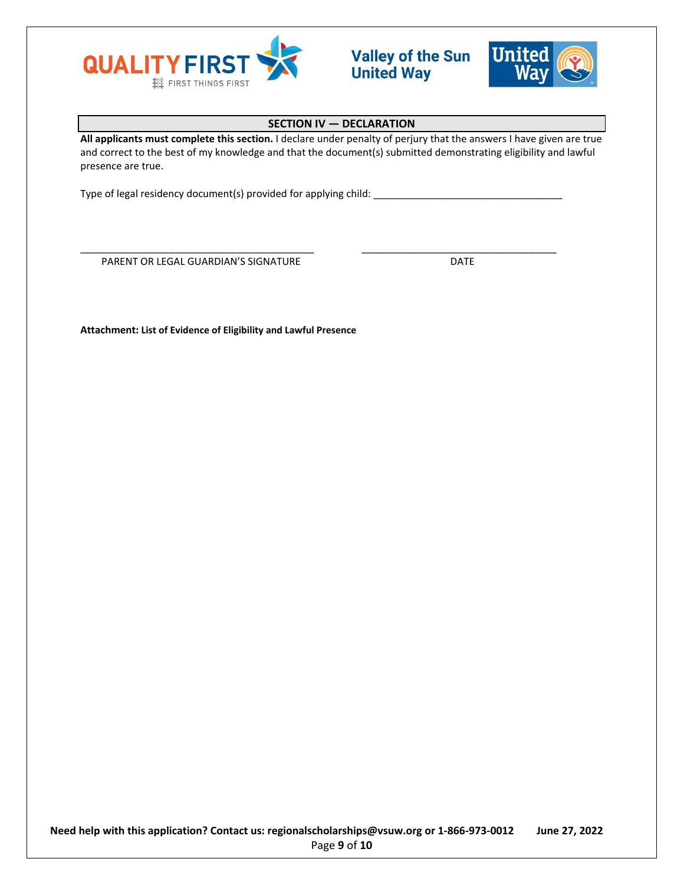## SECTION IV — DECLARATION

**All applicants must complete this section.** I declare under penalty of perjury that the answers I have given are true and correct to the best of my knowledge and that the document(s) submitted demonstrating eligibility and lawful presence are true.

Type of legal residency document(s) provided for applying child: ___________________________________

___________________________________________ ____________________________________

PARENT OR LEGAL GUARDIAN'S SIGNATURE DATE

**Attachment: List of Evidence of Eligibility and Lawful Presence**

**Need help with this application? Contact us: regionalscholarships@vsuw.org or 1-866-973-0012 June 27, 2022**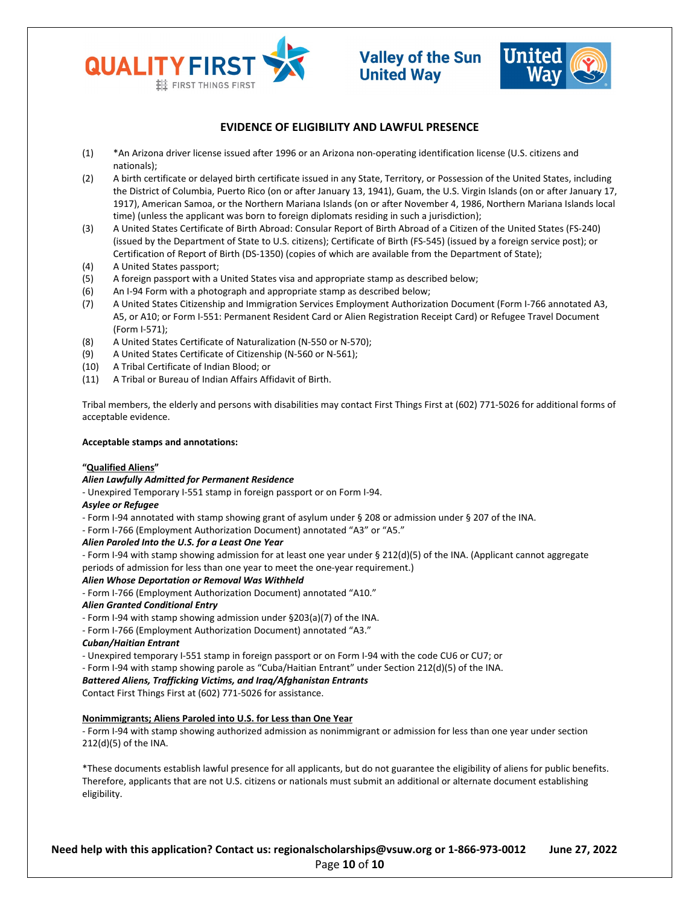## EVIDENCE OF ELIGIBILITY AND LAWFUL PRESENCE

(1) *An Arizona driver license issued after 1996 or an Arizona non-operating identification license (U.S. citizens and nationals);

(2) A birth certificate or delayed birth certificate issued in any State, Territory, or Possession of the United States, including the District of Columbia, Puerto Rico (on or after January 13, 1941), Guam, the U.S. Virgin Islands (on or after January 17, 1917), American Samoa, or the Northern Mariana Islands (on or after November 4, 1986, Northern Mariana Islands local time) (unless the applicant was born to foreign diplomats residing in such a jurisdiction);

(3) A United States Certificate of Birth Abroad: Consular Report of Birth Abroad of a Citizen of the United States (FS-240) (issued by the Department of State to U.S. citizens); Certificate of Birth (FS-545) (issued by a foreign service post); or Certification of Report of Birth (DS-1350) (copies of which are available from the Department of State);

(4) A United States passport;

(5) A foreign passport with a United States visa and appropriate stamp as described below;

(6) An I-94 Form with a photograph and appropriate stamp as described below;

(7) A United States Citizenship and Immigration Services Employment Authorization Document (Form I-766 annotated A3, A5, or A10; or Form I-551: Permanent Resident Card or Alien Registration Receipt Card) or Refugee Travel Document (Form I-571);

(8) A United States Certificate of Naturalization (N-550 or N-570);

(9) A United States Certificate of Citizenship (N-560 or N-561);

(10) A Tribal Certificate of Indian Blood; or

(11) A Tribal or Bureau of Indian Affairs Affidavit of Birth.

Tribal members, the elderly and persons with disabilities may contact First Things First at (602) 771-5026 for additional forms of acceptable evidence.

**Acceptable stamps and annotations:**

**"Qualified Aliens"**

***Alien Lawfully Admitted for Permanent Residence***

- Unexpired Temporary I-551 stamp in foreign passport or on Form I-94.

***Asylee or Refugee***

- Form I-94 annotated with stamp showing grant of asylum under § 208 or admission under § 207 of the INA.
- Form I-766 (Employment Authorization Document) annotated "A3" or "A5."

***Alien Paroled Into the U.S. for a Least One Year***

- Form I-94 with stamp showing admission for at least one year under § 212(d)(5) of the INA. (Applicant cannot aggregate periods of admission for less than one year to meet the one-year requirement.)

***Alien Whose Deportation or Removal Was Withheld***

- Form I-766 (Employment Authorization Document) annotated "A10."

***Alien Granted Conditional Entry***

- Form I-94 with stamp showing admission under §203(a)(7) of the INA.
- Form I-766 (Employment Authorization Document) annotated "A3."

***Cuban/Haitian Entrant***

- Unexpired temporary I-551 stamp in foreign passport or on Form I-94 with the code CU6 or CU7; or
- Form I-94 with stamp showing parole as "Cuba/Haitian Entrant" under Section 212(d)(5) of the INA.

***Battered Aliens, Trafficking Victims, and Iraq/Afghanistan Entrants***

Contact First Things First at (602) 771-5026 for assistance.

**Nonimmigrants; Aliens Paroled into U.S. for Less than One Year**

- Form I-94 with stamp showing authorized admission as nonimmigrant or admission for less than one year under section 212(d)(5) of the INA.

*These documents establish lawful presence for all applicants, but do not guarantee the eligibility of aliens for public benefits. Therefore, applicants that are not U.S. citizens or nationals must submit an additional or alternate document establishing eligibility.

**Need help with this application? Contact us: regionalscholarships@vsuw.org or 1-866-973-0012 June 27, 2022**